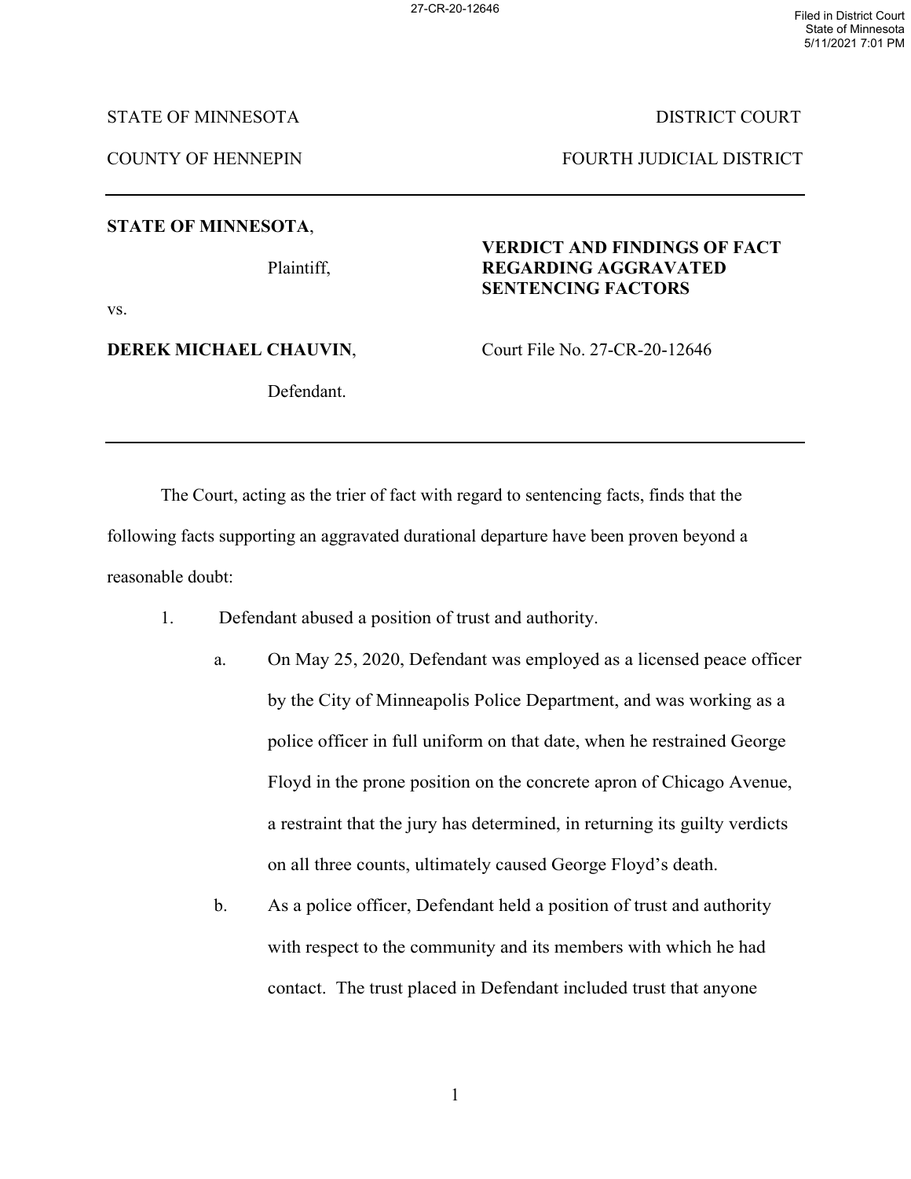STATE OF MINNESOTA — DISTRICT COURT

COUNTY OF HENNEPIN — FOURTH JUDICIAL DISTRICT

---

**STATE OF MINNESOTA**,

Plaintiff,

vs.

**DEREK MICHAEL CHAUVIN**,

Defendant.

**VERDICT AND FINDINGS OF FACT REGARDING AGGRAVATED SENTENCING FACTORS**

Court File No. 27-CR-20-12646

---

The Court, acting as the trier of fact with regard to sentencing facts, finds that the following facts supporting an aggravated durational departure have been proven beyond a reasonable doubt:

1. Defendant abused a position of trust and authority.

   a. On May 25, 2020, Defendant was employed as a licensed peace officer by the City of Minneapolis Police Department, and was working as a police officer in full uniform on that date, when he restrained George Floyd in the prone position on the concrete apron of Chicago Avenue, a restraint that the jury has determined, in returning its guilty verdicts on all three counts, ultimately caused George Floyd's death.

   b. As a police officer, Defendant held a position of trust and authority with respect to the community and its members with which he had contact. The trust placed in Defendant included trust that anyone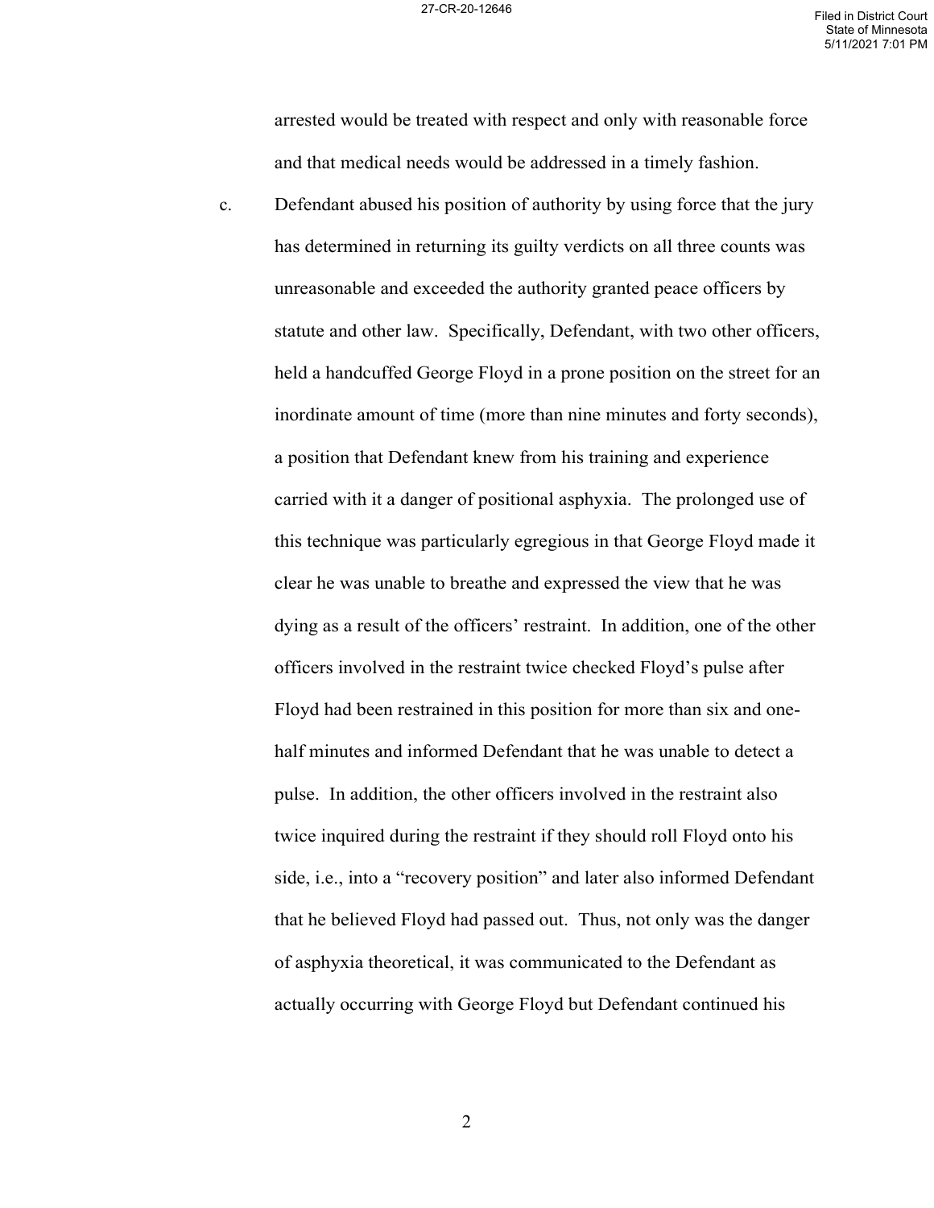arrested would be treated with respect and only with reasonable force and that medical needs would be addressed in a timely fashion.

c. Defendant abused his position of authority by using force that the jury has determined in returning its guilty verdicts on all three counts was unreasonable and exceeded the authority granted peace officers by statute and other law. Specifically, Defendant, with two other officers, held a handcuffed George Floyd in a prone position on the street for an inordinate amount of time (more than nine minutes and forty seconds), a position that Defendant knew from his training and experience carried with it a danger of positional asphyxia. The prolonged use of this technique was particularly egregious in that George Floyd made it clear he was unable to breathe and expressed the view that he was dying as a result of the officers' restraint. In addition, one of the other officers involved in the restraint twice checked Floyd's pulse after Floyd had been restrained in this position for more than six and one-half minutes and informed Defendant that he was unable to detect a pulse. In addition, the other officers involved in the restraint also twice inquired during the restraint if they should roll Floyd onto his side, i.e., into a "recovery position" and later also informed Defendant that he believed Floyd had passed out. Thus, not only was the danger of asphyxia theoretical, it was communicated to the Defendant as actually occurring with George Floyd but Defendant continued his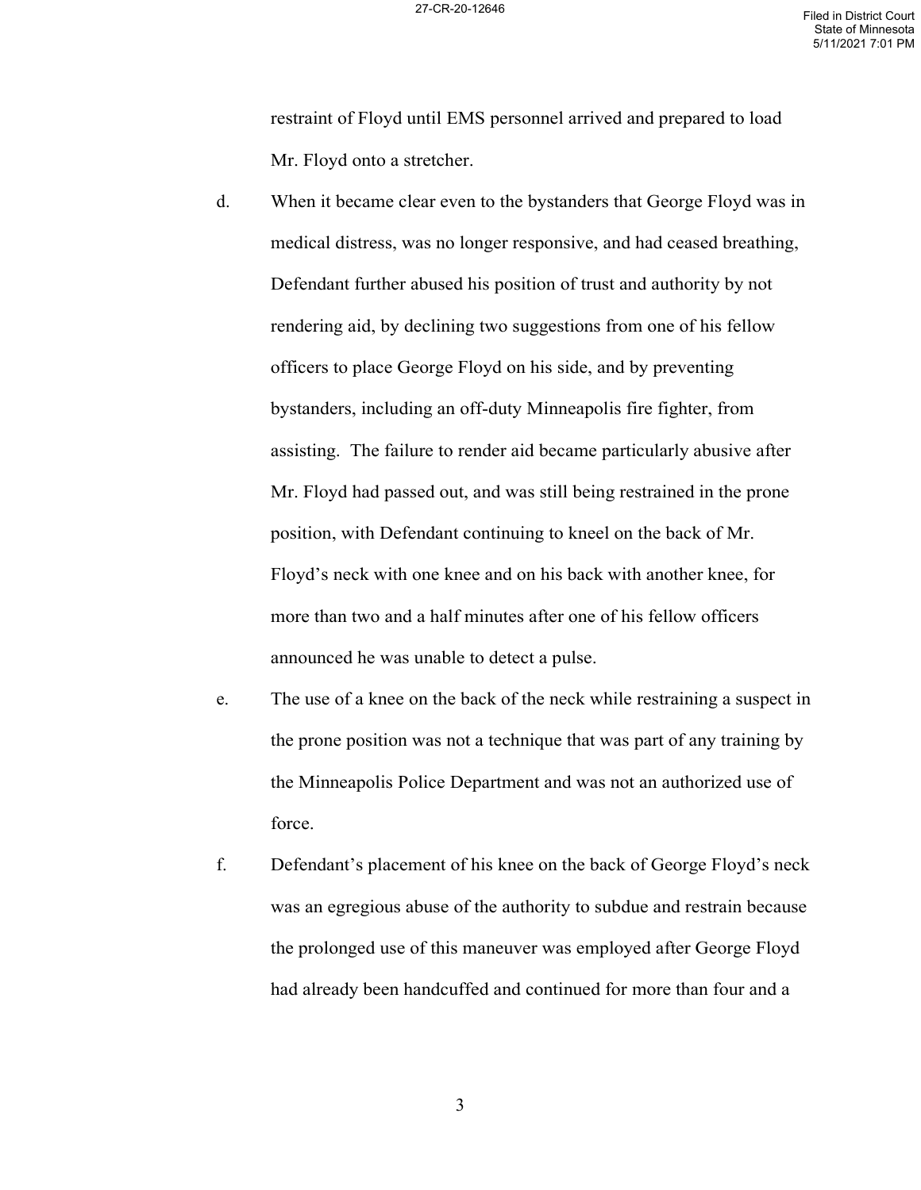restraint of Floyd until EMS personnel arrived and prepared to load Mr. Floyd onto a stretcher.

d. When it became clear even to the bystanders that George Floyd was in medical distress, was no longer responsive, and had ceased breathing, Defendant further abused his position of trust and authority by not rendering aid, by declining two suggestions from one of his fellow officers to place George Floyd on his side, and by preventing bystanders, including an off-duty Minneapolis fire fighter, from assisting. The failure to render aid became particularly abusive after Mr. Floyd had passed out, and was still being restrained in the prone position, with Defendant continuing to kneel on the back of Mr. Floyd's neck with one knee and on his back with another knee, for more than two and a half minutes after one of his fellow officers announced he was unable to detect a pulse.

e. The use of a knee on the back of the neck while restraining a suspect in the prone position was not a technique that was part of any training by the Minneapolis Police Department and was not an authorized use of force.

f. Defendant's placement of his knee on the back of George Floyd's neck was an egregious abuse of the authority to subdue and restrain because the prolonged use of this maneuver was employed after George Floyd had already been handcuffed and continued for more than four and a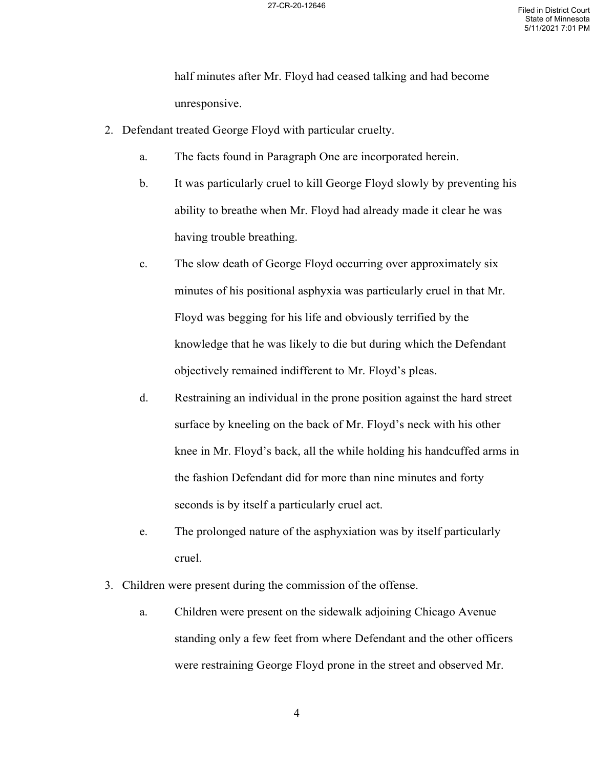half minutes after Mr. Floyd had ceased talking and had become unresponsive.

2. Defendant treated George Floyd with particular cruelty.
   a. The facts found in Paragraph One are incorporated herein.
   b. It was particularly cruel to kill George Floyd slowly by preventing his ability to breathe when Mr. Floyd had already made it clear he was having trouble breathing.
   c. The slow death of George Floyd occurring over approximately six minutes of his positional asphyxia was particularly cruel in that Mr. Floyd was begging for his life and obviously terrified by the knowledge that he was likely to die but during which the Defendant objectively remained indifferent to Mr. Floyd's pleas.
   d. Restraining an individual in the prone position against the hard street surface by kneeling on the back of Mr. Floyd's neck with his other knee in Mr. Floyd's back, all the while holding his handcuffed arms in the fashion Defendant did for more than nine minutes and forty seconds is by itself a particularly cruel act.
   e. The prolonged nature of the asphyxiation was by itself particularly cruel.

3. Children were present during the commission of the offense.
   a. Children were present on the sidewalk adjoining Chicago Avenue standing only a few feet from where Defendant and the other officers were restraining George Floyd prone in the street and observed Mr.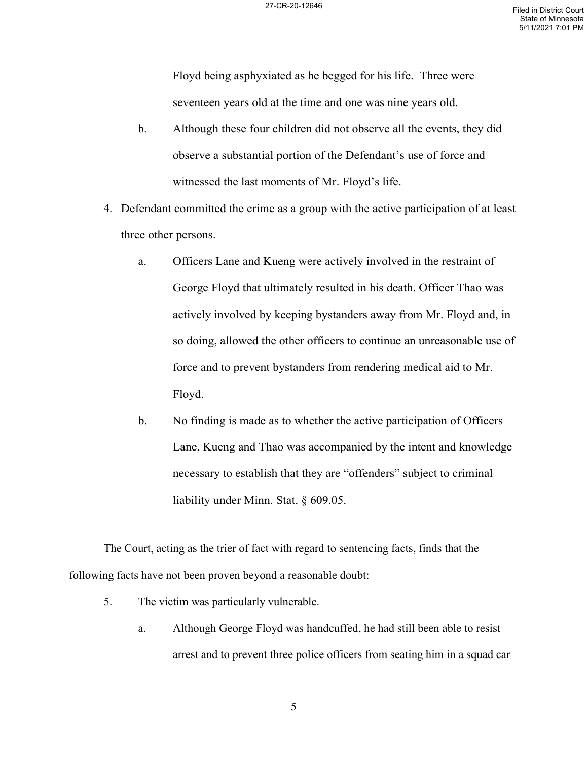Floyd being asphyxiated as he begged for his life. Three were seventeen years old at the time and one was nine years old.

b. Although these four children did not observe all the events, they did observe a substantial portion of the Defendant's use of force and witnessed the last moments of Mr. Floyd's life.

4. Defendant committed the crime as a group with the active participation of at least three other persons.

   a. Officers Lane and Kueng were actively involved in the restraint of George Floyd that ultimately resulted in his death. Officer Thao was actively involved by keeping bystanders away from Mr. Floyd and, in so doing, allowed the other officers to continue an unreasonable use of force and to prevent bystanders from rendering medical aid to Mr. Floyd.

   b. No finding is made as to whether the active participation of Officers Lane, Kueng and Thao was accompanied by the intent and knowledge necessary to establish that they are "offenders" subject to criminal liability under Minn. Stat. § 609.05.

The Court, acting as the trier of fact with regard to sentencing facts, finds that the following facts have not been proven beyond a reasonable doubt:

5. The victim was particularly vulnerable.

   a. Although George Floyd was handcuffed, he had still been able to resist arrest and to prevent three police officers from seating him in a squad car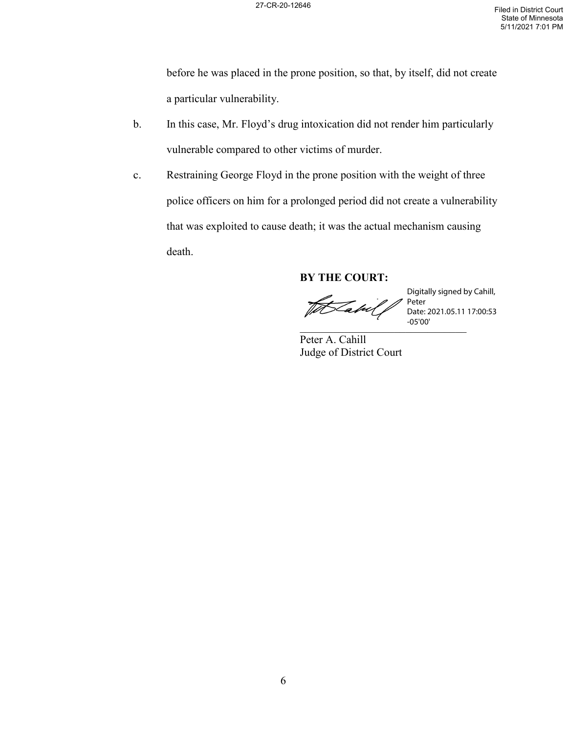before he was placed in the prone position, so that, by itself, did not create a particular vulnerability.

b. In this case, Mr. Floyd's drug intoxication did not render him particularly vulnerable compared to other victims of murder.

c. Restraining George Floyd in the prone position with the weight of three police officers on him for a prolonged period did not create a vulnerability that was exploited to cause death; it was the actual mechanism causing death.

**BY THE COURT:**

Digitally signed by Cahill, Peter
Date: 2021.05.11 17:00:53 -05'00'

Peter A. Cahill
Judge of District Court